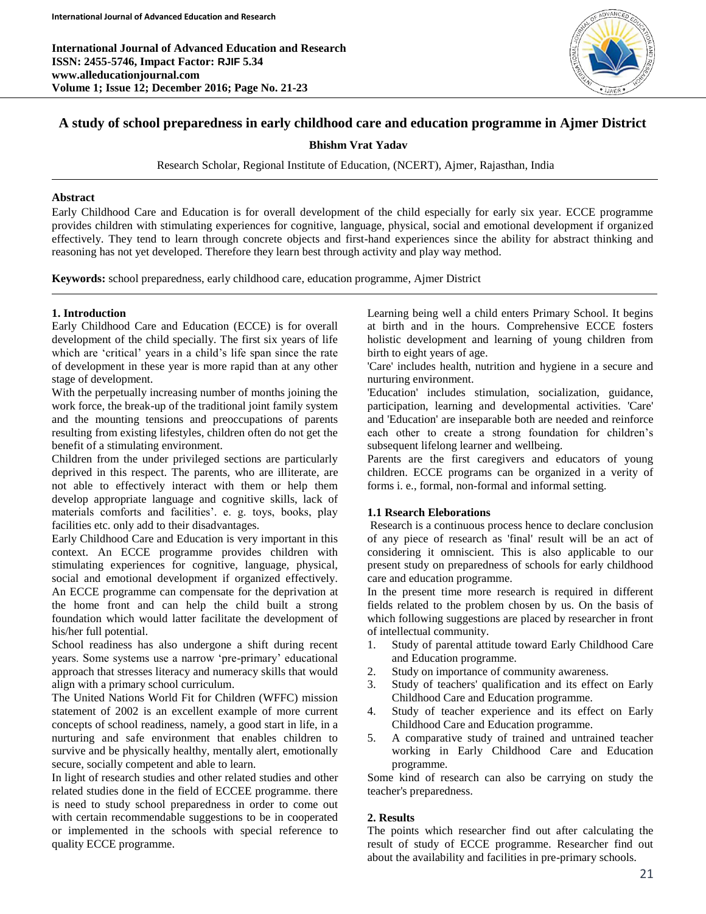# A study of school preparedness in early childhood care and education programme in Ajmer District

**Bhishm Vrat Yadav**

Research Scholar, Regional Institute of Education, (NCERT), Ajmer, Rajasthan, India

## Abstract

Early Childhood Care and Education is for overall development of the child especially for early six year. ECCE programme provides children with stimulating experiences for cognitive, language, physical, social and emotional development if organized effectively. They tend to learn through concrete objects and first-hand experiences since the ability for abstract thinking and reasoning has not yet developed. Therefore they learn best through activity and play way method.

**Keywords:** school preparedness, early childhood care, education programme, Ajmer District

## 1. Introduction

Early Childhood Care and Education (ECCE) is for overall development of the child specially. The first six years of life which are 'critical' years in a child's life span since the rate of development in these year is more rapid than at any other stage of development.

With the perpetually increasing number of months joining the work force, the break-up of the traditional joint family system and the mounting tensions and preoccupations of parents resulting from existing lifestyles, children often do not get the benefit of a stimulating environment.

Children from the under privileged sections are particularly deprived in this respect. The parents, who are illiterate, are not able to effectively interact with them or help them develop appropriate language and cognitive skills, lack of materials comforts and facilities'. e. g. toys, books, play facilities etc. only add to their disadvantages.

Early Childhood Care and Education is very important in this context. An ECCE programme provides children with stimulating experiences for cognitive, language, physical, social and emotional development if organized effectively. An ECCE programme can compensate for the deprivation at the home front and can help the child built a strong foundation which would latter facilitate the development of his/her full potential.

School readiness has also undergone a shift during recent years. Some systems use a narrow 'pre-primary' educational approach that stresses literacy and numeracy skills that would align with a primary school curriculum.

The United Nations World Fit for Children (WFFC) mission statement of 2002 is an excellent example of more current concepts of school readiness, namely, a good start in life, in a nurturing and safe environment that enables children to survive and be physically healthy, mentally alert, emotionally secure, socially competent and able to learn.

In light of research studies and other related studies and other related studies done in the field of ECCEE programme. there is need to study school preparedness in order to come out with certain recommendable suggestions to be in cooperated or implemented in the schools with special reference to quality ECCE programme.

Learning being well a child enters Primary School. It begins at birth and in the hours. Comprehensive ECCE fosters holistic development and learning of young children from birth to eight years of age.

'Care' includes health, nutrition and hygiene in a secure and nurturing environment.

'Education' includes stimulation, socialization, guidance, participation, learning and developmental activities. 'Care' and 'Education' are inseparable both are needed and reinforce each other to create a strong foundation for children's subsequent lifelong learner and wellbeing.

Parents are the first caregivers and educators of young children. ECCE programs can be organized in a verity of forms i. e., formal, non-formal and informal setting.

### 1.1 Rsearch Eleborations

Research is a continuous process hence to declare conclusion of any piece of research as 'final' result will be an act of considering it omniscient. This is also applicable to our present study on preparedness of schools for early childhood care and education programme.

In the present time more research is required in different fields related to the problem chosen by us. On the basis of which following suggestions are placed by researcher in front of intellectual community.

1. Study of parental attitude toward Early Childhood Care and Education programme.
2. Study on importance of community awareness.
3. Study of teachers' qualification and its effect on Early Childhood Care and Education programme.
4. Study of teacher experience and its effect on Early Childhood Care and Education programme.
5. A comparative study of trained and untrained teacher working in Early Childhood Care and Education programme.

Some kind of research can also be carrying on study the teacher's preparedness.

## 2. Results

The points which researcher find out after calculating the result of study of ECCE programme. Researcher find out about the availability and facilities in pre-primary schools.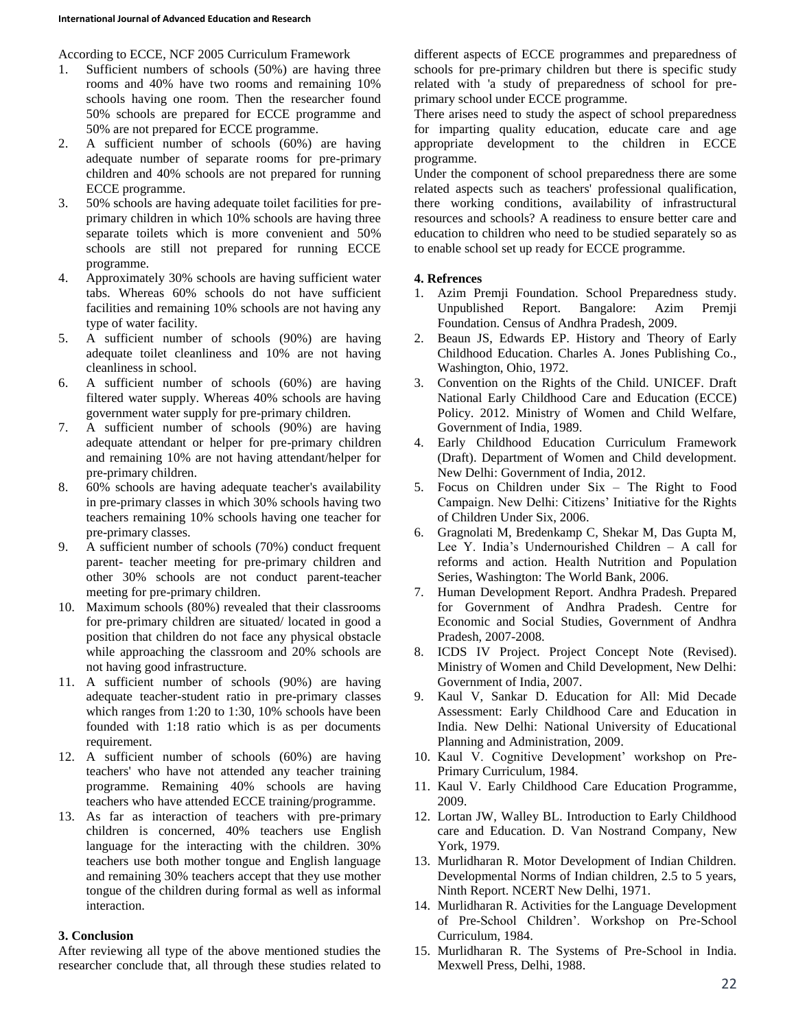According to ECCE, NCF 2005 Curriculum Framework

1. Sufficient numbers of schools (50%) are having three rooms and 40% have two rooms and remaining 10% schools having one room. Then the researcher found 50% schools are prepared for ECCE programme and 50% are not prepared for ECCE programme.
2. A sufficient number of schools (60%) are having adequate number of separate rooms for pre-primary children and 40% schools are not prepared for running ECCE programme.
3. 50% schools are having adequate toilet facilities for pre-primary children in which 10% schools are having three separate toilets which is more convenient and 50% schools are still not prepared for running ECCE programme.
4. Approximately 30% schools are having sufficient water tabs. Whereas 60% schools do not have sufficient facilities and remaining 10% schools are not having any type of water facility.
5. A sufficient number of schools (90%) are having adequate toilet cleanliness and 10% are not having cleanliness in school.
6. A sufficient number of schools (60%) are having filtered water supply. Whereas 40% schools are having government water supply for pre-primary children.
7. A sufficient number of schools (90%) are having adequate attendant or helper for pre-primary children and remaining 10% are not having attendant/helper for pre-primary children.
8. 60% schools are having adequate teacher's availability in pre-primary classes in which 30% schools having two teachers remaining 10% schools having one teacher for pre-primary classes.
9. A sufficient number of schools (70%) conduct frequent parent- teacher meeting for pre-primary children and other 30% schools are not conduct parent-teacher meeting for pre-primary children.
10. Maximum schools (80%) revealed that their classrooms for pre-primary children are situated/ located in good a position that children do not face any physical obstacle while approaching the classroom and 20% schools are not having good infrastructure.
11. A sufficient number of schools (90%) are having adequate teacher-student ratio in pre-primary classes which ranges from 1:20 to 1:30, 10% schools have been founded with 1:18 ratio which is as per documents requirement.
12. A sufficient number of schools (60%) are having teachers' who have not attended any teacher training programme. Remaining 40% schools are having teachers who have attended ECCE training/programme.
13. As far as interaction of teachers with pre-primary children is concerned, 40% teachers use English language for the interacting with the children. 30% teachers use both mother tongue and English language and remaining 30% teachers accept that they use mother tongue of the children during formal as well as informal interaction.

## 3. Conclusion

After reviewing all type of the above mentioned studies the researcher conclude that, all through these studies related to different aspects of ECCE programmes and preparedness of schools for pre-primary children but there is specific study related with 'a study of preparedness of school for pre-primary school under ECCE programme.

There arises need to study the aspect of school preparedness for imparting quality education, educate care and age appropriate development to the children in ECCE programme.

Under the component of school preparedness there are some related aspects such as teachers' professional qualification, there working conditions, availability of infrastructural resources and schools? A readiness to ensure better care and education to children who need to be studied separately so as to enable school set up ready for ECCE programme.

## 4. Refrences

1. Azim Premji Foundation. School Preparedness study. Unpublished Report. Bangalore: Azim Premji Foundation. Census of Andhra Pradesh, 2009.
2. Beaun JS, Edwards EP. History and Theory of Early Childhood Education. Charles A. Jones Publishing Co., Washington, Ohio, 1972.
3. Convention on the Rights of the Child. UNICEF. Draft National Early Childhood Care and Education (ECCE) Policy. 2012. Ministry of Women and Child Welfare, Government of India, 1989.
4. Early Childhood Education Curriculum Framework (Draft). Department of Women and Child development. New Delhi: Government of India, 2012.
5. Focus on Children under Six – The Right to Food Campaign. New Delhi: Citizens' Initiative for the Rights of Children Under Six, 2006.
6. Gragnolati M, Bredenkamp C, Shekar M, Das Gupta M, Lee Y. India's Undernourished Children – A call for reforms and action. Health Nutrition and Population Series, Washington: The World Bank, 2006.
7. Human Development Report. Andhra Pradesh. Prepared for Government of Andhra Pradesh. Centre for Economic and Social Studies, Government of Andhra Pradesh, 2007-2008.
8. ICDS IV Project. Project Concept Note (Revised). Ministry of Women and Child Development, New Delhi: Government of India, 2007.
9. Kaul V, Sankar D. Education for All: Mid Decade Assessment: Early Childhood Care and Education in India. New Delhi: National University of Educational Planning and Administration, 2009.
10. Kaul V. Cognitive Development' workshop on Pre-Primary Curriculum, 1984.
11. Kaul V. Early Childhood Care Education Programme, 2009.
12. Lortan JW, Walley BL. Introduction to Early Childhood care and Education. D. Van Nostrand Company, New York, 1979.
13. Murlidharan R. Motor Development of Indian Children. Developmental Norms of Indian children, 2.5 to 5 years, Ninth Report. NCERT New Delhi, 1971.
14. Murlidharan R. Activities for the Language Development of Pre-School Children'. Workshop on Pre-School Curriculum, 1984.
15. Murlidharan R. The Systems of Pre-School in India. Mexwell Press, Delhi, 1988.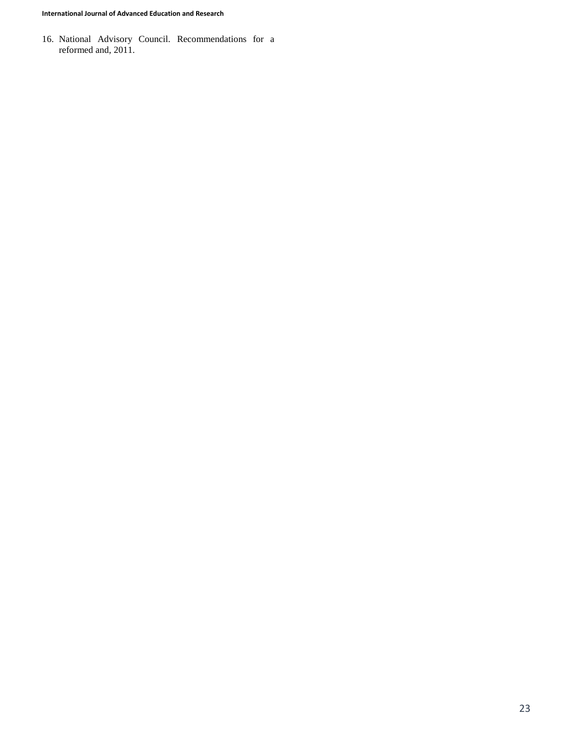16. National Advisory Council. Recommendations for a reformed and, 2011.